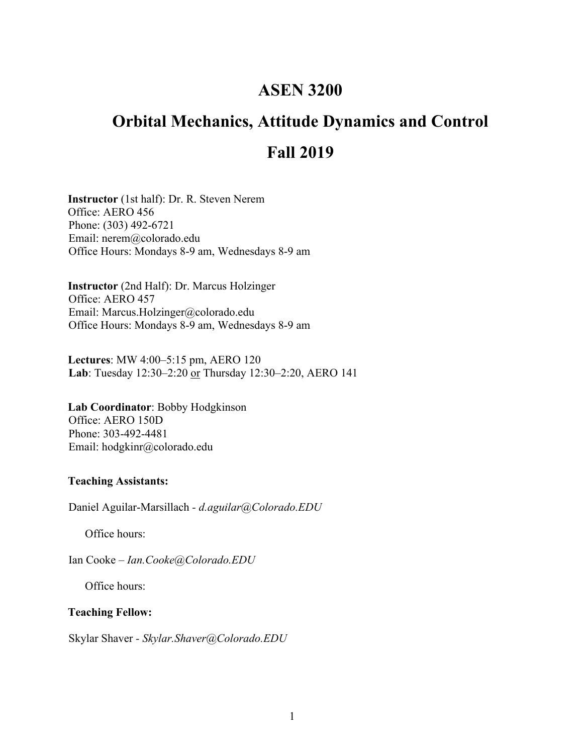# ASEN 3200

# Orbital Mechanics, Attitude Dynamics and Control

# Fall 2019

**Instructor** (1st half): Dr. R. Steven Nerem
Office: AERO 456
Phone: (303) 492-6721
Email: nerem@colorado.edu
Office Hours: Mondays 8-9 am, Wednesdays 8-9 am

**Instructor** (2nd Half): Dr. Marcus Holzinger
Office: AERO 457
Email: Marcus.Holzinger@colorado.edu
Office Hours: Mondays 8-9 am, Wednesdays 8-9 am

**Lectures**: MW 4:00–5:15 pm, AERO 120
**Lab**: Tuesday 12:30–2:20 or Thursday 12:30–2:20, AERO 141

**Lab Coordinator**: Bobby Hodgkinson
Office: AERO 150D
Phone: 303-492-4481
Email: hodgkinr@colorado.edu

**Teaching Assistants:**

Daniel Aguilar-Marsillach - *d.aguilar@Colorado.EDU*

Office hours:

Ian Cooke – *Ian.Cooke@Colorado.EDU*

Office hours:

**Teaching Fellow:**

Skylar Shaver - *Skylar.Shaver@Colorado.EDU*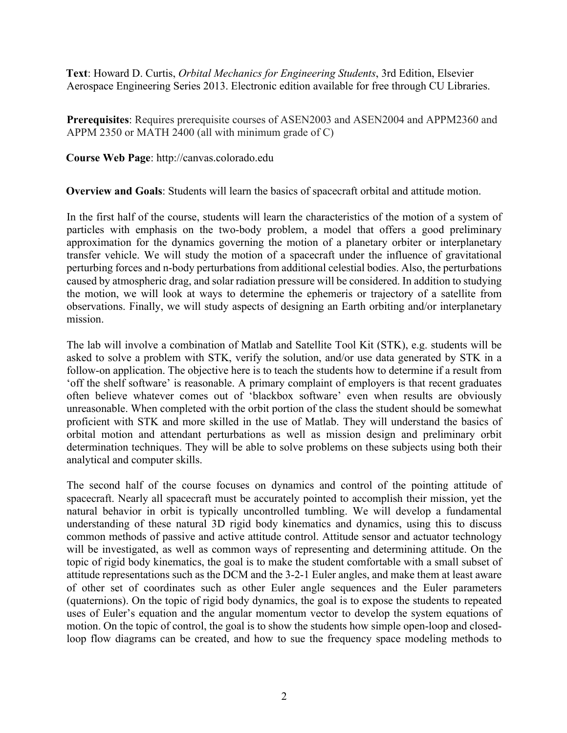**Text**: Howard D. Curtis, *Orbital Mechanics for Engineering Students*, 3rd Edition, Elsevier Aerospace Engineering Series 2013. Electronic edition available for free through CU Libraries.

**Prerequisites**: Requires prerequisite courses of ASEN2003 and ASEN2004 and APPM2360 and APPM 2350 or MATH 2400 (all with minimum grade of C)

**Course Web Page**: http://canvas.colorado.edu

**Overview and Goals**: Students will learn the basics of spacecraft orbital and attitude motion.

In the first half of the course, students will learn the characteristics of the motion of a system of particles with emphasis on the two-body problem, a model that offers a good preliminary approximation for the dynamics governing the motion of a planetary orbiter or interplanetary transfer vehicle. We will study the motion of a spacecraft under the influence of gravitational perturbing forces and n-body perturbations from additional celestial bodies. Also, the perturbations caused by atmospheric drag, and solar radiation pressure will be considered. In addition to studying the motion, we will look at ways to determine the ephemeris or trajectory of a satellite from observations. Finally, we will study aspects of designing an Earth orbiting and/or interplanetary mission.

The lab will involve a combination of Matlab and Satellite Tool Kit (STK), e.g. students will be asked to solve a problem with STK, verify the solution, and/or use data generated by STK in a follow-on application. The objective here is to teach the students how to determine if a result from 'off the shelf software' is reasonable. A primary complaint of employers is that recent graduates often believe whatever comes out of 'blackbox software' even when results are obviously unreasonable. When completed with the orbit portion of the class the student should be somewhat proficient with STK and more skilled in the use of Matlab. They will understand the basics of orbital motion and attendant perturbations as well as mission design and preliminary orbit determination techniques. They will be able to solve problems on these subjects using both their analytical and computer skills.

The second half of the course focuses on dynamics and control of the pointing attitude of spacecraft. Nearly all spacecraft must be accurately pointed to accomplish their mission, yet the natural behavior in orbit is typically uncontrolled tumbling. We will develop a fundamental understanding of these natural 3D rigid body kinematics and dynamics, using this to discuss common methods of passive and active attitude control. Attitude sensor and actuator technology will be investigated, as well as common ways of representing and determining attitude. On the topic of rigid body kinematics, the goal is to make the student comfortable with a small subset of attitude representations such as the DCM and the 3-2-1 Euler angles, and make them at least aware of other set of coordinates such as other Euler angle sequences and the Euler parameters (quaternions). On the topic of rigid body dynamics, the goal is to expose the students to repeated uses of Euler's equation and the angular momentum vector to develop the system equations of motion. On the topic of control, the goal is to show the students how simple open-loop and closed-loop flow diagrams can be created, and how to sue the frequency space modeling methods to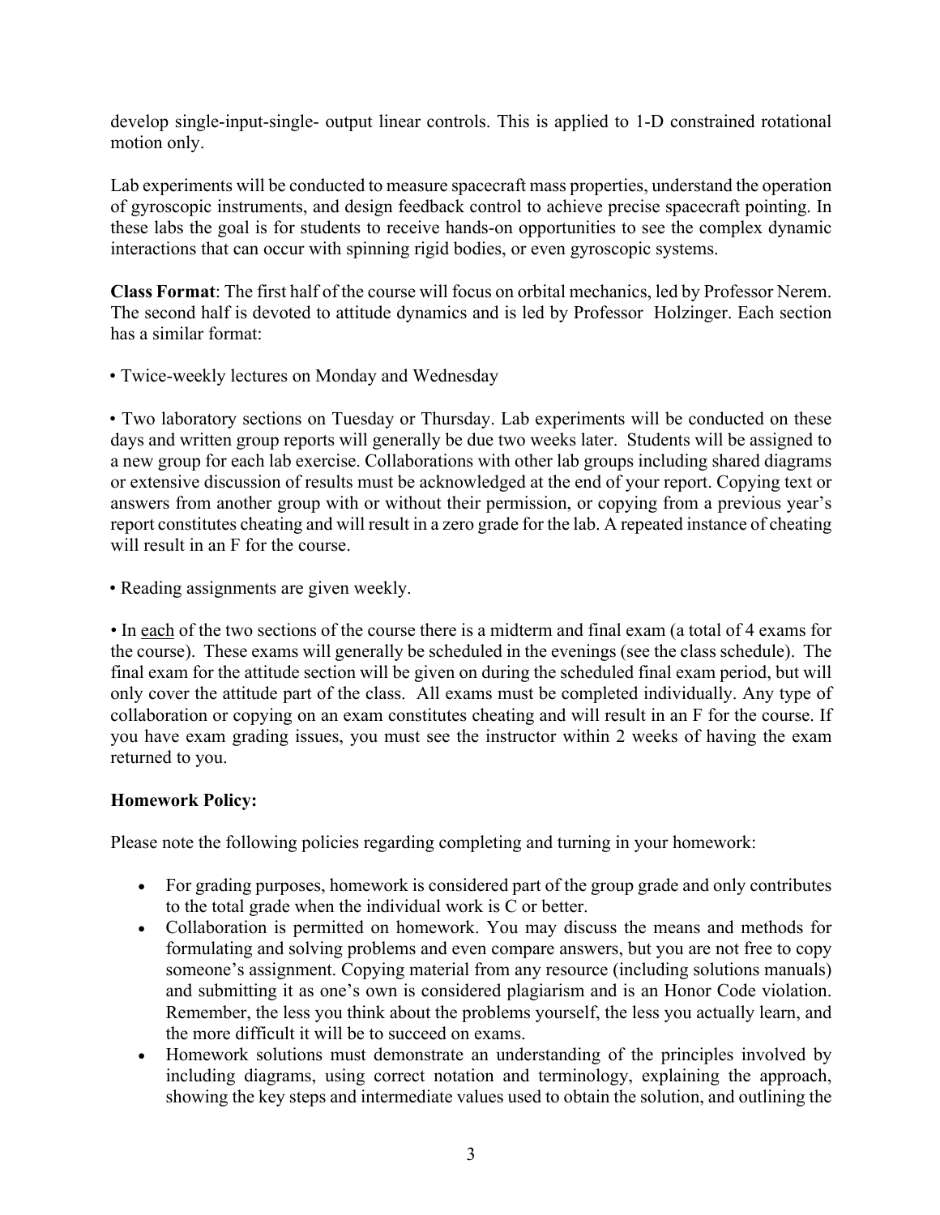develop single-input-single- output linear controls. This is applied to 1-D constrained rotational motion only.

Lab experiments will be conducted to measure spacecraft mass properties, understand the operation of gyroscopic instruments, and design feedback control to achieve precise spacecraft pointing. In these labs the goal is for students to receive hands-on opportunities to see the complex dynamic interactions that can occur with spinning rigid bodies, or even gyroscopic systems.

**Class Format**: The first half of the course will focus on orbital mechanics, led by Professor Nerem. The second half is devoted to attitude dynamics and is led by Professor Holzinger. Each section has a similar format:

• Twice-weekly lectures on Monday and Wednesday

• Two laboratory sections on Tuesday or Thursday. Lab experiments will be conducted on these days and written group reports will generally be due two weeks later. Students will be assigned to a new group for each lab exercise. Collaborations with other lab groups including shared diagrams or extensive discussion of results must be acknowledged at the end of your report. Copying text or answers from another group with or without their permission, or copying from a previous year's report constitutes cheating and will result in a zero grade for the lab. A repeated instance of cheating will result in an F for the course.

• Reading assignments are given weekly.

• In <u>each</u> of the two sections of the course there is a midterm and final exam (a total of 4 exams for the course). These exams will generally be scheduled in the evenings (see the class schedule). The final exam for the attitude section will be given on during the scheduled final exam period, but will only cover the attitude part of the class. All exams must be completed individually. Any type of collaboration or copying on an exam constitutes cheating and will result in an F for the course. If you have exam grading issues, you must see the instructor within 2 weeks of having the exam returned to you.

**Homework Policy:**

Please note the following policies regarding completing and turning in your homework:

- For grading purposes, homework is considered part of the group grade and only contributes to the total grade when the individual work is C or better.
- Collaboration is permitted on homework. You may discuss the means and methods for formulating and solving problems and even compare answers, but you are not free to copy someone's assignment. Copying material from any resource (including solutions manuals) and submitting it as one's own is considered plagiarism and is an Honor Code violation. Remember, the less you think about the problems yourself, the less you actually learn, and the more difficult it will be to succeed on exams.
- Homework solutions must demonstrate an understanding of the principles involved by including diagrams, using correct notation and terminology, explaining the approach, showing the key steps and intermediate values used to obtain the solution, and outlining the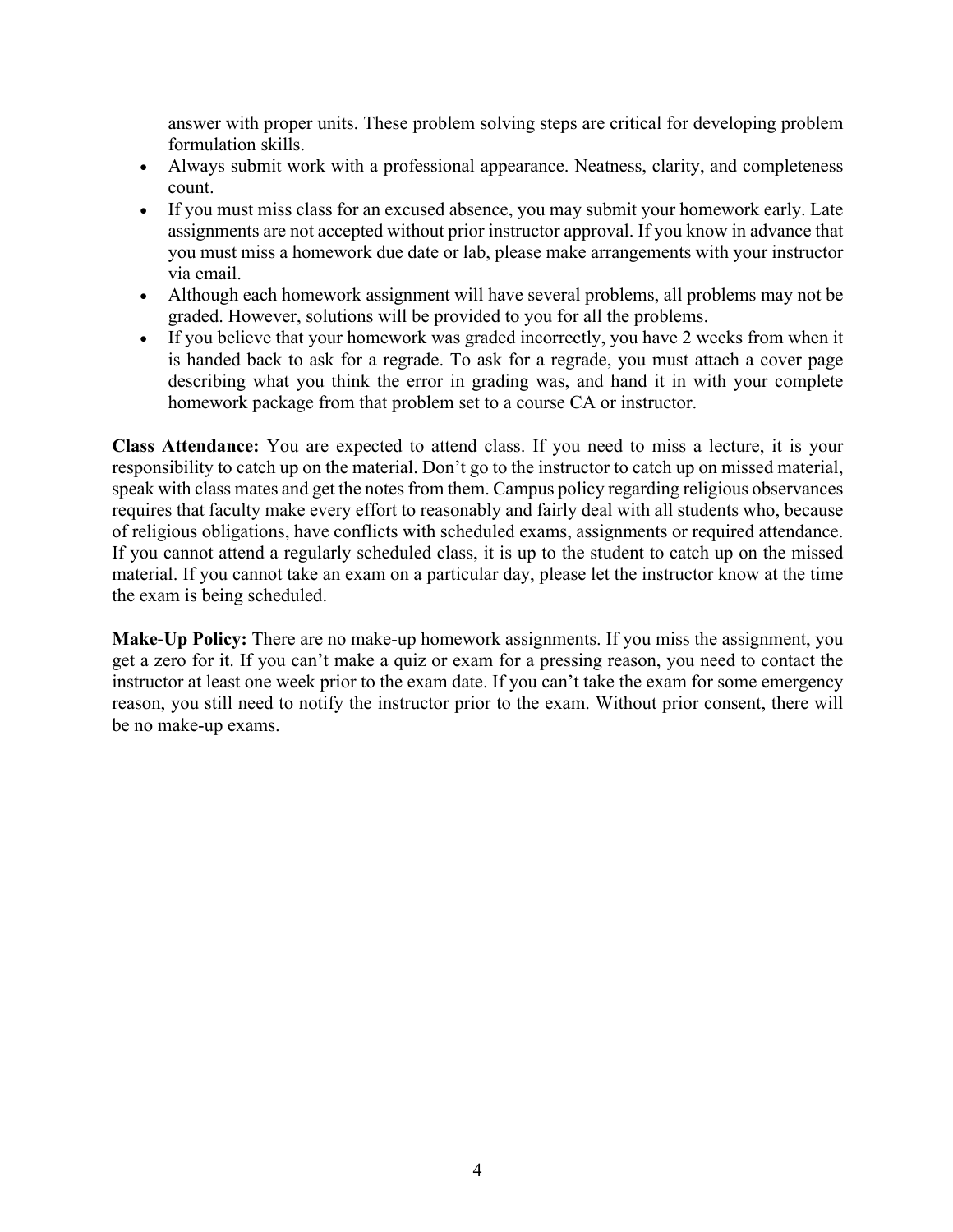answer with proper units. These problem solving steps are critical for developing problem formulation skills.

- Always submit work with a professional appearance. Neatness, clarity, and completeness count.
- If you must miss class for an excused absence, you may submit your homework early. Late assignments are not accepted without prior instructor approval. If you know in advance that you must miss a homework due date or lab, please make arrangements with your instructor via email.
- Although each homework assignment will have several problems, all problems may not be graded. However, solutions will be provided to you for all the problems.
- If you believe that your homework was graded incorrectly, you have 2 weeks from when it is handed back to ask for a regrade. To ask for a regrade, you must attach a cover page describing what you think the error in grading was, and hand it in with your complete homework package from that problem set to a course CA or instructor.

**Class Attendance:** You are expected to attend class. If you need to miss a lecture, it is your responsibility to catch up on the material. Don't go to the instructor to catch up on missed material, speak with class mates and get the notes from them. Campus policy regarding religious observances requires that faculty make every effort to reasonably and fairly deal with all students who, because of religious obligations, have conflicts with scheduled exams, assignments or required attendance. If you cannot attend a regularly scheduled class, it is up to the student to catch up on the missed material. If you cannot take an exam on a particular day, please let the instructor know at the time the exam is being scheduled.

**Make-Up Policy:** There are no make-up homework assignments. If you miss the assignment, you get a zero for it. If you can't make a quiz or exam for a pressing reason, you need to contact the instructor at least one week prior to the exam date. If you can't take the exam for some emergency reason, you still need to notify the instructor prior to the exam. Without prior consent, there will be no make-up exams.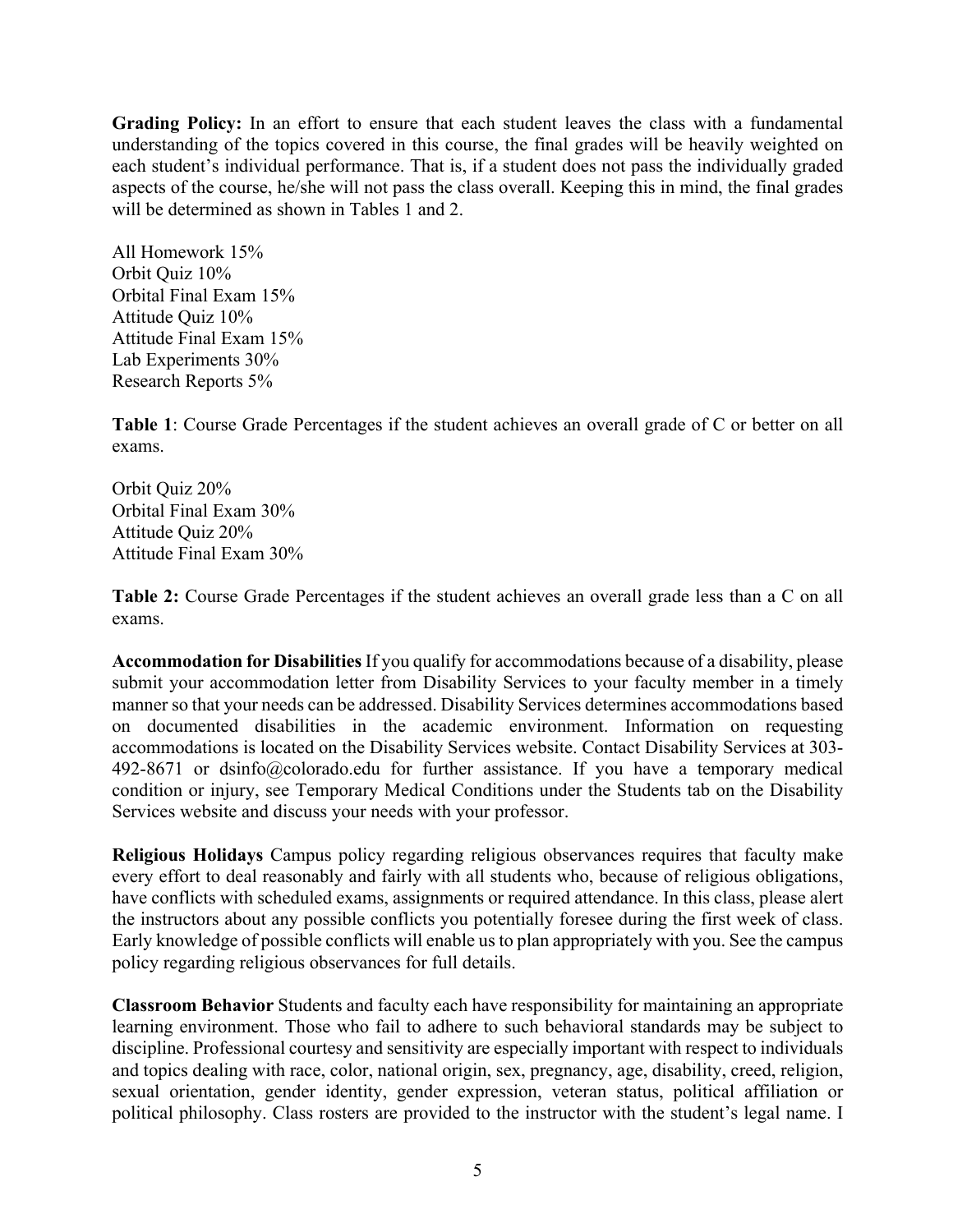**Grading Policy:** In an effort to ensure that each student leaves the class with a fundamental understanding of the topics covered in this course, the final grades will be heavily weighted on each student's individual performance. That is, if a student does not pass the individually graded aspects of the course, he/she will not pass the class overall. Keeping this in mind, the final grades will be determined as shown in Tables 1 and 2.

| | |
|---|---|
| All Homework | 15% |
| Orbit Quiz | 10% |
| Orbital Final Exam | 15% |
| Attitude Quiz | 10% |
| Attitude Final Exam | 15% |
| Lab Experiments | 30% |
| Research Reports | 5% |

**Table 1**: Course Grade Percentages if the student achieves an overall grade of C or better on all exams.

| | |
|---|---|
| Orbit Quiz | 20% |
| Orbital Final Exam | 30% |
| Attitude Quiz | 20% |
| Attitude Final Exam | 30% |

**Table 2:** Course Grade Percentages if the student achieves an overall grade less than a C on all exams.

**Accommodation for Disabilities** If you qualify for accommodations because of a disability, please submit your accommodation letter from Disability Services to your faculty member in a timely manner so that your needs can be addressed. Disability Services determines accommodations based on documented disabilities in the academic environment. Information on requesting accommodations is located on the Disability Services website. Contact Disability Services at 303-492-8671 or dsinfo@colorado.edu for further assistance. If you have a temporary medical condition or injury, see Temporary Medical Conditions under the Students tab on the Disability Services website and discuss your needs with your professor.

**Religious Holidays** Campus policy regarding religious observances requires that faculty make every effort to deal reasonably and fairly with all students who, because of religious obligations, have conflicts with scheduled exams, assignments or required attendance. In this class, please alert the instructors about any possible conflicts you potentially foresee during the first week of class. Early knowledge of possible conflicts will enable us to plan appropriately with you. See the campus policy regarding religious observances for full details.

**Classroom Behavior** Students and faculty each have responsibility for maintaining an appropriate learning environment. Those who fail to adhere to such behavioral standards may be subject to discipline. Professional courtesy and sensitivity are especially important with respect to individuals and topics dealing with race, color, national origin, sex, pregnancy, age, disability, creed, religion, sexual orientation, gender identity, gender expression, veteran status, political affiliation or political philosophy. Class rosters are provided to the instructor with the student's legal name. I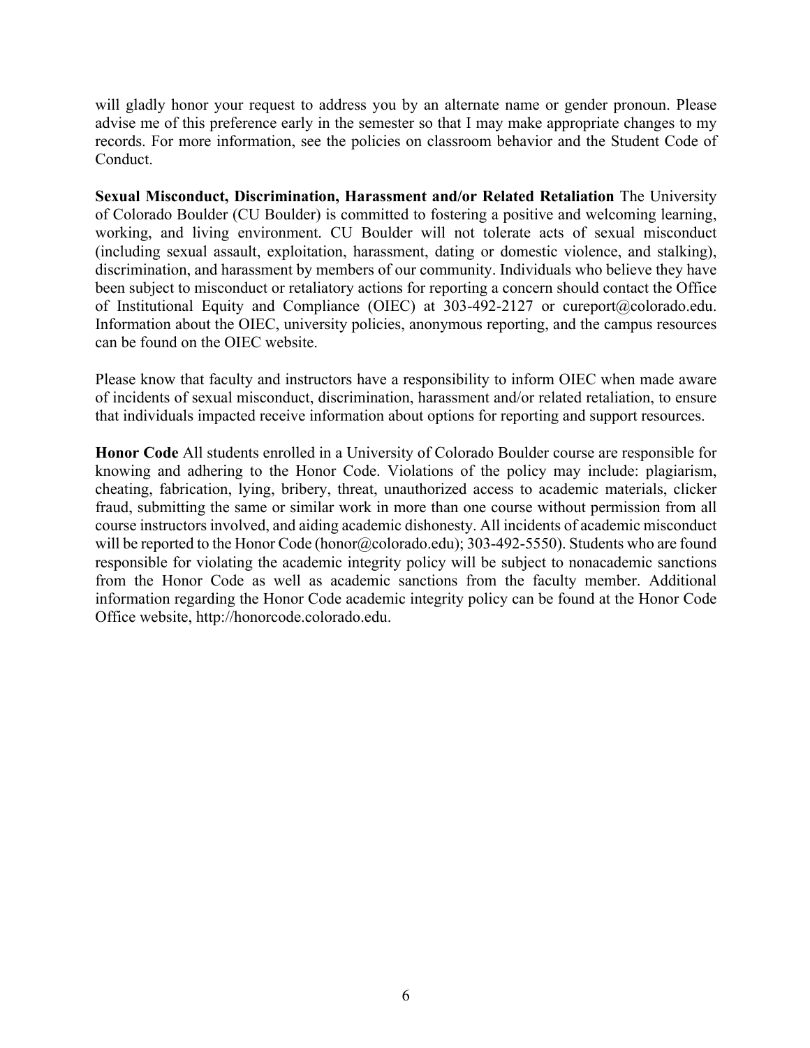will gladly honor your request to address you by an alternate name or gender pronoun. Please advise me of this preference early in the semester so that I may make appropriate changes to my records. For more information, see the policies on classroom behavior and the Student Code of Conduct.

**Sexual Misconduct, Discrimination, Harassment and/or Related Retaliation** The University of Colorado Boulder (CU Boulder) is committed to fostering a positive and welcoming learning, working, and living environment. CU Boulder will not tolerate acts of sexual misconduct (including sexual assault, exploitation, harassment, dating or domestic violence, and stalking), discrimination, and harassment by members of our community. Individuals who believe they have been subject to misconduct or retaliatory actions for reporting a concern should contact the Office of Institutional Equity and Compliance (OIEC) at 303-492-2127 or cureport@colorado.edu. Information about the OIEC, university policies, anonymous reporting, and the campus resources can be found on the OIEC website.

Please know that faculty and instructors have a responsibility to inform OIEC when made aware of incidents of sexual misconduct, discrimination, harassment and/or related retaliation, to ensure that individuals impacted receive information about options for reporting and support resources.

**Honor Code** All students enrolled in a University of Colorado Boulder course are responsible for knowing and adhering to the Honor Code. Violations of the policy may include: plagiarism, cheating, fabrication, lying, bribery, threat, unauthorized access to academic materials, clicker fraud, submitting the same or similar work in more than one course without permission from all course instructors involved, and aiding academic dishonesty. All incidents of academic misconduct will be reported to the Honor Code (honor@colorado.edu); 303-492-5550). Students who are found responsible for violating the academic integrity policy will be subject to nonacademic sanctions from the Honor Code as well as academic sanctions from the faculty member. Additional information regarding the Honor Code academic integrity policy can be found at the Honor Code Office website, http://honorcode.colorado.edu.